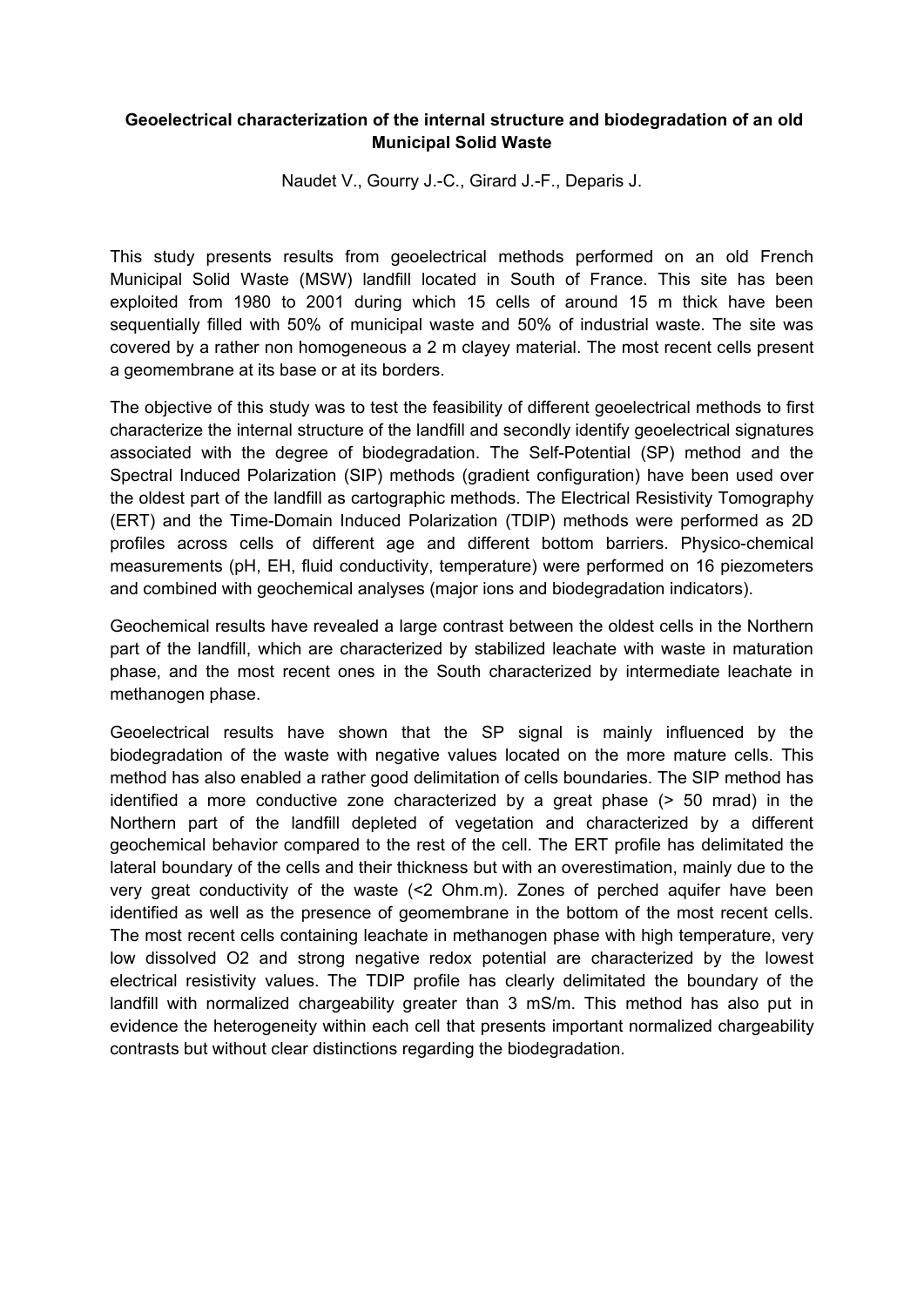**Geoelectrical characterization of the internal structure and biodegradation of an old Municipal Solid Waste**

Naudet V., Gourry J.-C., Girard J.-F., Deparis J.

This study presents results from geoelectrical methods performed on an old French Municipal Solid Waste (MSW) landfill located in South of France. This site has been exploited from 1980 to 2001 during which 15 cells of around 15 m thick have been sequentially filled with 50% of municipal waste and 50% of industrial waste. The site was covered by a rather non homogeneous a 2 m clayey material. The most recent cells present a geomembrane at its base or at its borders.

The objective of this study was to test the feasibility of different geoelectrical methods to first characterize the internal structure of the landfill and secondly identify geoelectrical signatures associated with the degree of biodegradation. The Self-Potential (SP) method and the Spectral Induced Polarization (SIP) methods (gradient configuration) have been used over the oldest part of the landfill as cartographic methods. The Electrical Resistivity Tomography (ERT) and the Time-Domain Induced Polarization (TDIP) methods were performed as 2D profiles across cells of different age and different bottom barriers. Physico-chemical measurements (pH, EH, fluid conductivity, temperature) were performed on 16 piezometers and combined with geochemical analyses (major ions and biodegradation indicators).

Geochemical results have revealed a large contrast between the oldest cells in the Northern part of the landfill, which are characterized by stabilized leachate with waste in maturation phase, and the most recent ones in the South characterized by intermediate leachate in methanogen phase.

Geoelectrical results have shown that the SP signal is mainly influenced by the biodegradation of the waste with negative values located on the more mature cells. This method has also enabled a rather good delimitation of cells boundaries. The SIP method has identified a more conductive zone characterized by a great phase (> 50 mrad) in the Northern part of the landfill depleted of vegetation and characterized by a different geochemical behavior compared to the rest of the cell. The ERT profile has delimitated the lateral boundary of the cells and their thickness but with an overestimation, mainly due to the very great conductivity of the waste (<2 Ohm.m). Zones of perched aquifer have been identified as well as the presence of geomembrane in the bottom of the most recent cells. The most recent cells containing leachate in methanogen phase with high temperature, very low dissolved $O_2$ and strong negative redox potential are characterized by the lowest electrical resistivity values. The TDIP profile has clearly delimitated the boundary of the landfill with normalized chargeability greater than 3 mS/m. This method has also put in evidence the heterogeneity within each cell that presents important normalized chargeability contrasts but without clear distinctions regarding the biodegradation.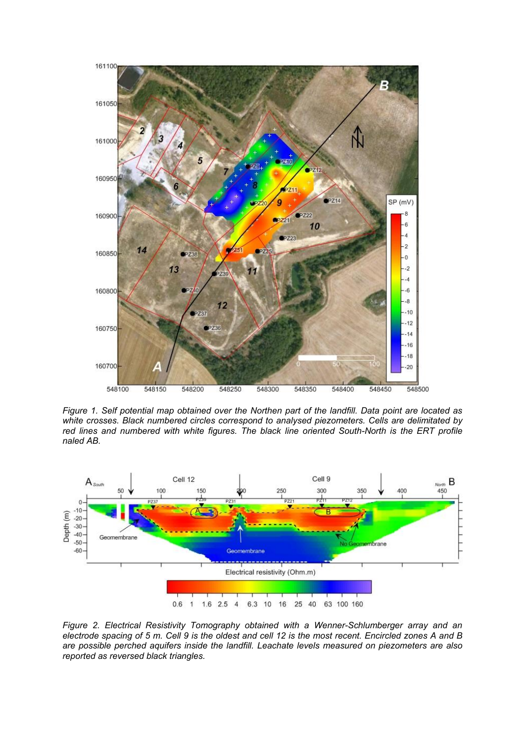161100
161050
161000
160950
160900
160850
160800
160750
160700

548100 548150 548200 548250 548300 548350 548400 548450 548500

A
B

2 3 4 5 6 7 8 9 10 11 12 13 14

PZ9 PZ10 PZ12 PZ11 PZ14 PZ20 PZ21 PZ22 PZ23 PZ31 PZ25 PZ38 PZ39 PZ40 PZ37 PZ36

SP (mV)
8
6
4
2
0
-2
-4
-6
-8
-10
-12
-14
-16
-18
-20

0 50 100

*Figure 1. Self potential map obtained over the Northen part of the landfill. Data point are located as white crosses. Black numbered circles correspond to analysed piezometers. Cells are delimitated by red lines and numbered with white figures. The black line oriented South-North is the ERT profile naled AB.*

A South
Cell 12
Cell 9
North B

50 100 150 200 250 300 350 400 450

PZ37 PZ39 PZ31 PZ21 PZ11 PZ12

Depth (m)
0
-10
-20
-30
-40
-50
-60

A
B

Geomembrane
Geomembrane
No Geomembrane

Electrical resistivity (Ohm.m)

0.6 1 1.6 2.5 4 6.3 10 16 25 40 63 100 160

*Figure 2. Electrical Resistivity Tomography obtained with a Wenner-Schlumberger array and an electrode spacing of 5 m. Cell 9 is the oldest and cell 12 is the most recent. Encircled zones A and B are possible perched aquifers inside the landfill. Leachate levels measured on piezometers are also reported as reversed black triangles.*